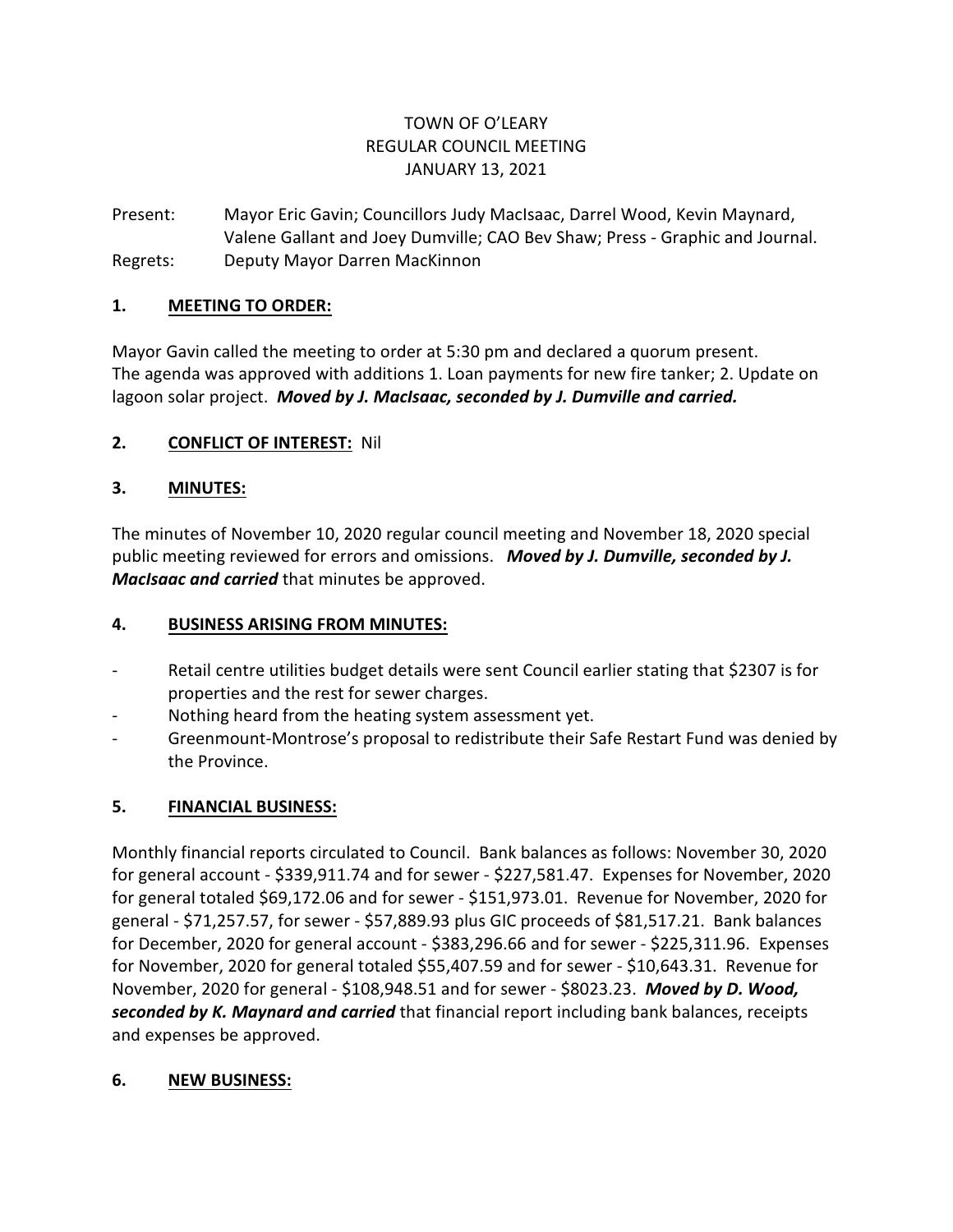# TOWN OF O'LEARY
## REGULAR COUNCIL MEETING
### JANUARY 13, 2021

Present: Mayor Eric Gavin; Councillors Judy MacIsaac, Darrel Wood, Kevin Maynard, Valene Gallant and Joey Dumville; CAO Bev Shaw; Press - Graphic and Journal.

Regrets: Deputy Mayor Darren MacKinnon

## 1. MEETING TO ORDER:

Mayor Gavin called the meeting to order at 5:30 pm and declared a quorum present. The agenda was approved with additions 1. Loan payments for new fire tanker; 2. Update on lagoon solar project. ***Moved by J. MacIsaac, seconded by J. Dumville and carried.***

## 2. CONFLICT OF INTEREST: Nil

## 3. MINUTES:

The minutes of November 10, 2020 regular council meeting and November 18, 2020 special public meeting reviewed for errors and omissions. ***Moved by J. Dumville, seconded by J. MacIsaac and carried*** that minutes be approved.

## 4. BUSINESS ARISING FROM MINUTES:

- Retail centre utilities budget details were sent Council earlier stating that $2307 is for properties and the rest for sewer charges.
- Nothing heard from the heating system assessment yet.
- Greenmount-Montrose's proposal to redistribute their Safe Restart Fund was denied by the Province.

## 5. FINANCIAL BUSINESS:

Monthly financial reports circulated to Council. Bank balances as follows: November 30, 2020 for general account - $339,911.74 and for sewer - $227,581.47. Expenses for November, 2020 for general totaled $69,172.06 and for sewer - $151,973.01. Revenue for November, 2020 for general - $71,257.57, for sewer - $57,889.93 plus GIC proceeds of $81,517.21. Bank balances for December, 2020 for general account - $383,296.66 and for sewer - $225,311.96. Expenses for November, 2020 for general totaled $55,407.59 and for sewer - $10,643.31. Revenue for November, 2020 for general - $108,948.51 and for sewer - $8023.23. ***Moved by D. Wood, seconded by K. Maynard and carried*** that financial report including bank balances, receipts and expenses be approved.

## 6. NEW BUSINESS: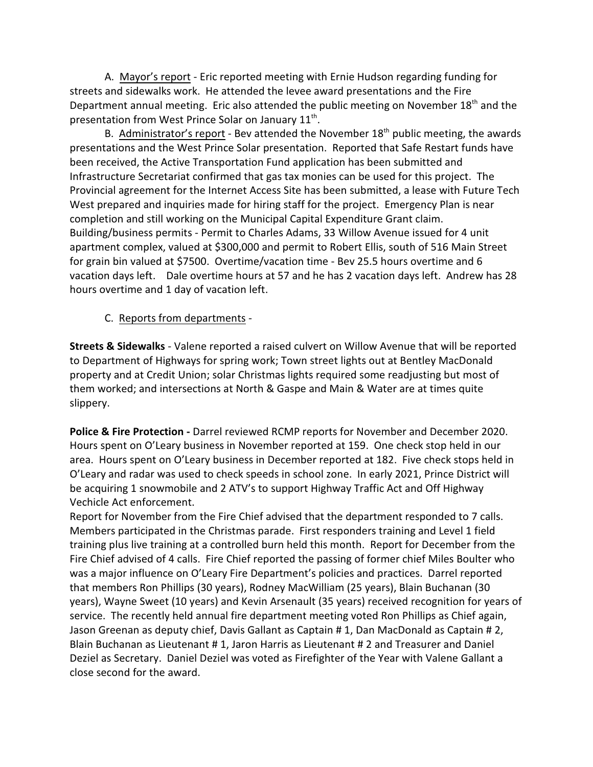A. Mayor's report - Eric reported meeting with Ernie Hudson regarding funding for streets and sidewalks work. He attended the levee award presentations and the Fire Department annual meeting. Eric also attended the public meeting on November 18th and the presentation from West Prince Solar on January 11th.

B. Administrator's report - Bev attended the November 18th public meeting, the awards presentations and the West Prince Solar presentation. Reported that Safe Restart funds have been received, the Active Transportation Fund application has been submitted and Infrastructure Secretariat confirmed that gas tax monies can be used for this project. The Provincial agreement for the Internet Access Site has been submitted, a lease with Future Tech West prepared and inquiries made for hiring staff for the project. Emergency Plan is near completion and still working on the Municipal Capital Expenditure Grant claim. Building/business permits - Permit to Charles Adams, 33 Willow Avenue issued for 4 unit apartment complex, valued at $300,000 and permit to Robert Ellis, south of 516 Main Street for grain bin valued at $7500. Overtime/vacation time - Bev 25.5 hours overtime and 6 vacation days left. Dale overtime hours at 57 and he has 2 vacation days left. Andrew has 28 hours overtime and 1 day of vacation left.

C. Reports from departments -

**Streets & Sidewalks** - Valene reported a raised culvert on Willow Avenue that will be reported to Department of Highways for spring work; Town street lights out at Bentley MacDonald property and at Credit Union; solar Christmas lights required some readjusting but most of them worked; and intersections at North & Gaspe and Main & Water are at times quite slippery.

**Police & Fire Protection -** Darrel reviewed RCMP reports for November and December 2020. Hours spent on O'Leary business in November reported at 159. One check stop held in our area. Hours spent on O'Leary business in December reported at 182. Five check stops held in O'Leary and radar was used to check speeds in school zone. In early 2021, Prince District will be acquiring 1 snowmobile and 2 ATV's to support Highway Traffic Act and Off Highway Vechicle Act enforcement.

Report for November from the Fire Chief advised that the department responded to 7 calls. Members participated in the Christmas parade. First responders training and Level 1 field training plus live training at a controlled burn held this month. Report for December from the Fire Chief advised of 4 calls. Fire Chief reported the passing of former chief Miles Boulter who was a major influence on O'Leary Fire Department's policies and practices. Darrel reported that members Ron Phillips (30 years), Rodney MacWilliam (25 years), Blain Buchanan (30 years), Wayne Sweet (10 years) and Kevin Arsenault (35 years) received recognition for years of service. The recently held annual fire department meeting voted Ron Phillips as Chief again, Jason Greenan as deputy chief, Davis Gallant as Captain # 1, Dan MacDonald as Captain # 2, Blain Buchanan as Lieutenant # 1, Jaron Harris as Lieutenant # 2 and Treasurer and Daniel Deziel as Secretary. Daniel Deziel was voted as Firefighter of the Year with Valene Gallant a close second for the award.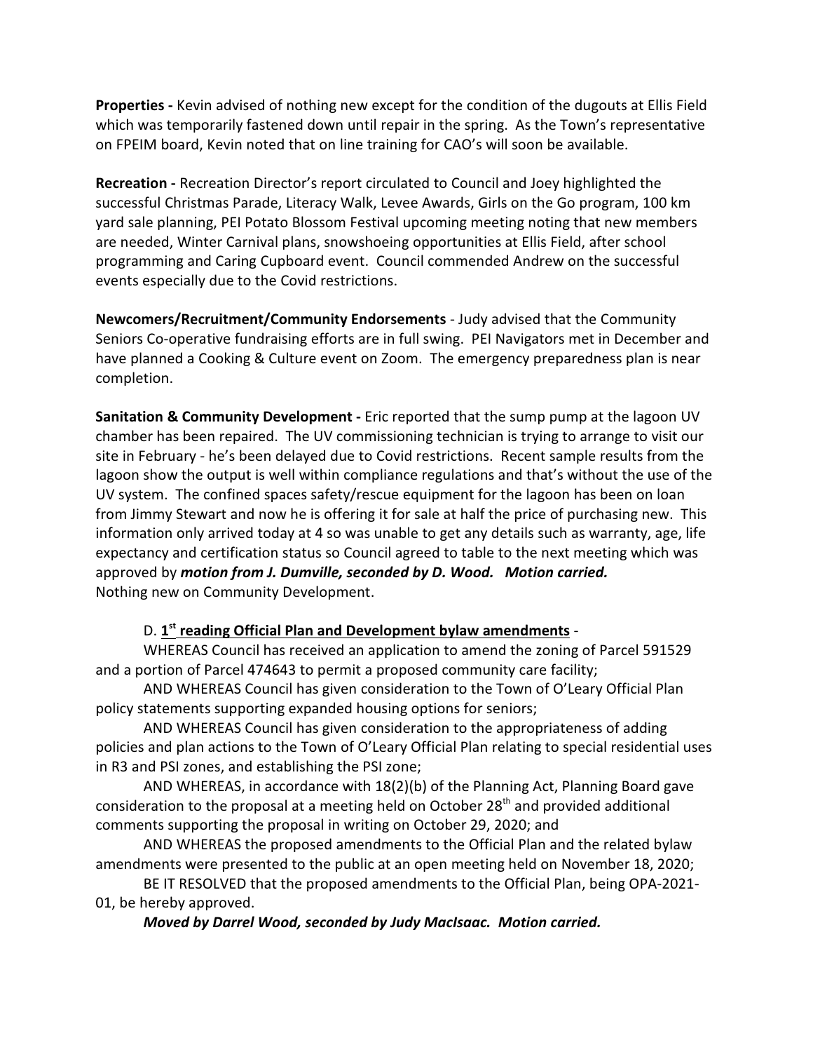**Properties -** Kevin advised of nothing new except for the condition of the dugouts at Ellis Field which was temporarily fastened down until repair in the spring. As the Town's representative on FPEIM board, Kevin noted that on line training for CAO's will soon be available.

**Recreation -** Recreation Director's report circulated to Council and Joey highlighted the successful Christmas Parade, Literacy Walk, Levee Awards, Girls on the Go program, 100 km yard sale planning, PEI Potato Blossom Festival upcoming meeting noting that new members are needed, Winter Carnival plans, snowshoeing opportunities at Ellis Field, after school programming and Caring Cupboard event. Council commended Andrew on the successful events especially due to the Covid restrictions.

**Newcomers/Recruitment/Community Endorsements** - Judy advised that the Community Seniors Co-operative fundraising efforts are in full swing. PEI Navigators met in December and have planned a Cooking & Culture event on Zoom. The emergency preparedness plan is near completion.

**Sanitation & Community Development -** Eric reported that the sump pump at the lagoon UV chamber has been repaired. The UV commissioning technician is trying to arrange to visit our site in February - he's been delayed due to Covid restrictions. Recent sample results from the lagoon show the output is well within compliance regulations and that's without the use of the UV system. The confined spaces safety/rescue equipment for the lagoon has been on loan from Jimmy Stewart and now he is offering it for sale at half the price of purchasing new. This information only arrived today at 4 so was unable to get any details such as warranty, age, life expectancy and certification status so Council agreed to table to the next meeting which was approved by ***motion from J. Dumville, seconded by D. Wood. Motion carried.***
Nothing new on Community Development.

D. **<u>1st reading Official Plan and Development bylaw amendments</u>** -

WHEREAS Council has received an application to amend the zoning of Parcel 591529 and a portion of Parcel 474643 to permit a proposed community care facility;

AND WHEREAS Council has given consideration to the Town of O'Leary Official Plan policy statements supporting expanded housing options for seniors;

AND WHEREAS Council has given consideration to the appropriateness of adding policies and plan actions to the Town of O'Leary Official Plan relating to special residential uses in R3 and PSI zones, and establishing the PSI zone;

AND WHEREAS, in accordance with 18(2)(b) of the Planning Act, Planning Board gave consideration to the proposal at a meeting held on October 28th and provided additional comments supporting the proposal in writing on October 29, 2020; and

AND WHEREAS the proposed amendments to the Official Plan and the related bylaw amendments were presented to the public at an open meeting held on November 18, 2020;

BE IT RESOLVED that the proposed amendments to the Official Plan, being OPA-2021-01, be hereby approved.

***Moved by Darrel Wood, seconded by Judy MacIsaac. Motion carried.***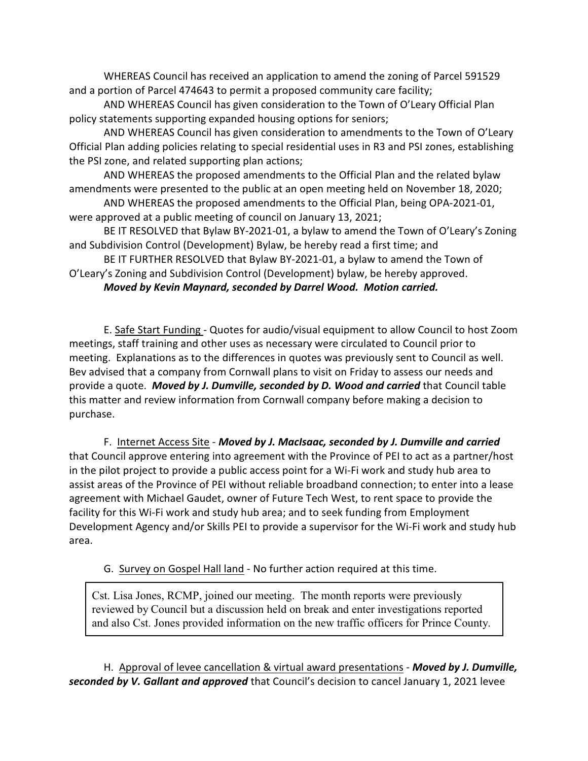WHEREAS Council has received an application to amend the zoning of Parcel 591529 and a portion of Parcel 474643 to permit a proposed community care facility;

AND WHEREAS Council has given consideration to the Town of O'Leary Official Plan policy statements supporting expanded housing options for seniors;

AND WHEREAS Council has given consideration to amendments to the Town of O'Leary Official Plan adding policies relating to special residential uses in R3 and PSI zones, establishing the PSI zone, and related supporting plan actions;

AND WHEREAS the proposed amendments to the Official Plan and the related bylaw amendments were presented to the public at an open meeting held on November 18, 2020;

AND WHEREAS the proposed amendments to the Official Plan, being OPA-2021-01, were approved at a public meeting of council on January 13, 2021;

BE IT RESOLVED that Bylaw BY-2021-01, a bylaw to amend the Town of O'Leary's Zoning and Subdivision Control (Development) Bylaw, be hereby read a first time; and

BE IT FURTHER RESOLVED that Bylaw BY-2021-01, a bylaw to amend the Town of O'Leary's Zoning and Subdivision Control (Development) bylaw, be hereby approved.

***Moved by Kevin Maynard, seconded by Darrel Wood. Motion carried.***

E. Safe Start Funding - Quotes for audio/visual equipment to allow Council to host Zoom meetings, staff training and other uses as necessary were circulated to Council prior to meeting. Explanations as to the differences in quotes was previously sent to Council as well. Bev advised that a company from Cornwall plans to visit on Friday to assess our needs and provide a quote. ***Moved by J. Dumville, seconded by D. Wood and carried*** that Council table this matter and review information from Cornwall company before making a decision to purchase.

F. Internet Access Site - ***Moved by J. MacIsaac, seconded by J. Dumville and carried*** that Council approve entering into agreement with the Province of PEI to act as a partner/host in the pilot project to provide a public access point for a Wi-Fi work and study hub area to assist areas of the Province of PEI without reliable broadband connection; to enter into a lease agreement with Michael Gaudet, owner of Future Tech West, to rent space to provide the facility for this Wi-Fi work and study hub area; and to seek funding from Employment Development Agency and/or Skills PEI to provide a supervisor for the Wi-Fi work and study hub area.

G. Survey on Gospel Hall land - No further action required at this time.

Cst. Lisa Jones, RCMP, joined our meeting. The month reports were previously reviewed by Council but a discussion held on break and enter investigations reported and also Cst. Jones provided information on the new traffic officers for Prince County.

H. Approval of levee cancellation & virtual award presentations - ***Moved by J. Dumville, seconded by V. Gallant and approved*** that Council's decision to cancel January 1, 2021 levee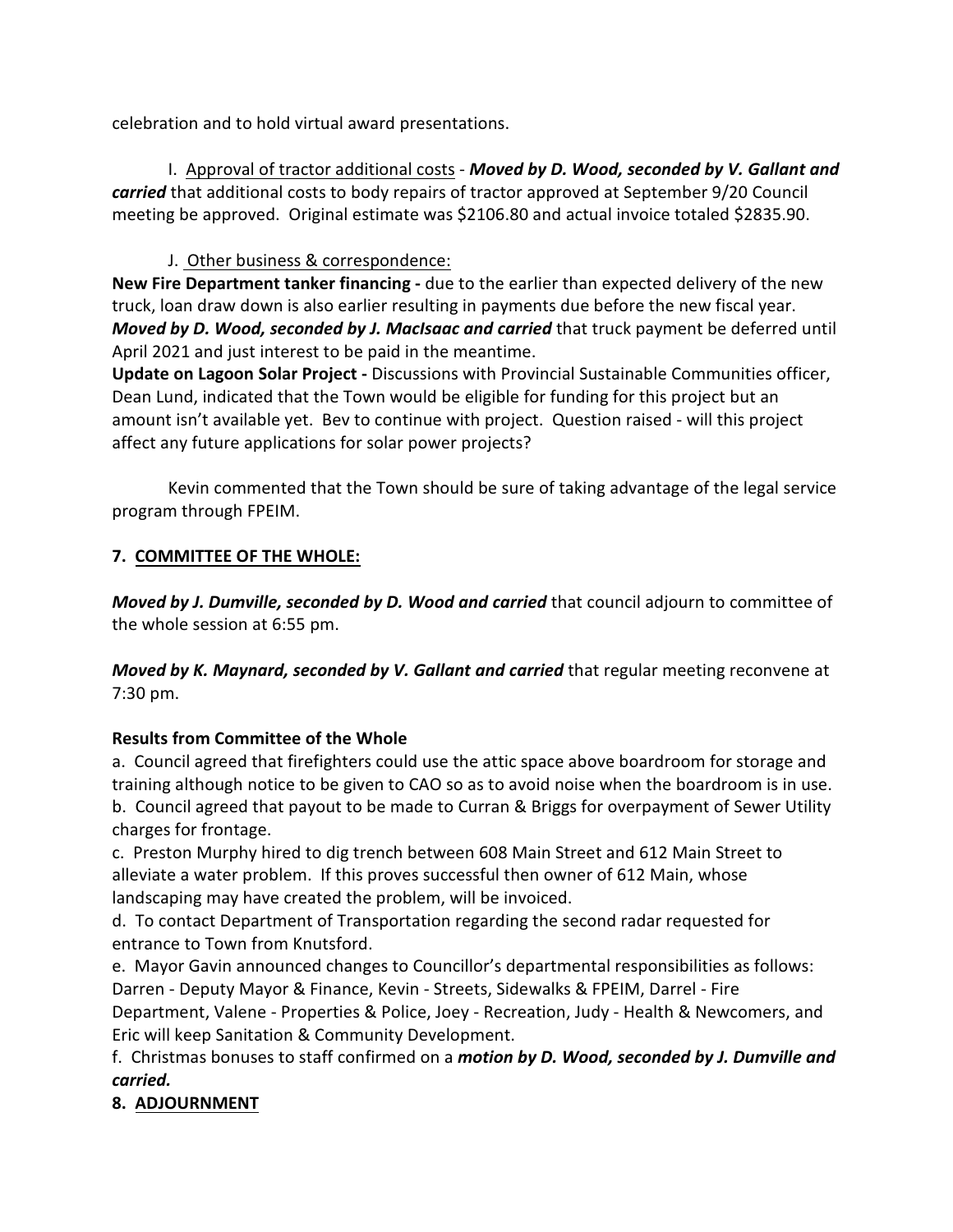celebration and to hold virtual award presentations.

I. Approval of tractor additional costs - ***Moved by D. Wood, seconded by V. Gallant and carried*** that additional costs to body repairs of tractor approved at September 9/20 Council meeting be approved. Original estimate was $2106.80 and actual invoice totaled $2835.90.

J. Other business & correspondence:

**New Fire Department tanker financing -** due to the earlier than expected delivery of the new truck, loan draw down is also earlier resulting in payments due before the new fiscal year. ***Moved by D. Wood, seconded by J. MacIsaac and carried*** that truck payment be deferred until April 2021 and just interest to be paid in the meantime.

**Update on Lagoon Solar Project -** Discussions with Provincial Sustainable Communities officer, Dean Lund, indicated that the Town would be eligible for funding for this project but an amount isn't available yet. Bev to continue with project. Question raised - will this project affect any future applications for solar power projects?

Kevin commented that the Town should be sure of taking advantage of the legal service program through FPEIM.

## 7. COMMITTEE OF THE WHOLE:

***Moved by J. Dumville, seconded by D. Wood and carried*** that council adjourn to committee of the whole session at 6:55 pm.

***Moved by K. Maynard, seconded by V. Gallant and carried*** that regular meeting reconvene at 7:30 pm.

**Results from Committee of the Whole**

a. Council agreed that firefighters could use the attic space above boardroom for storage and training although notice to be given to CAO so as to avoid noise when the boardroom is in use.
b. Council agreed that payout to be made to Curran & Briggs for overpayment of Sewer Utility charges for frontage.
c. Preston Murphy hired to dig trench between 608 Main Street and 612 Main Street to alleviate a water problem. If this proves successful then owner of 612 Main, whose landscaping may have created the problem, will be invoiced.
d. To contact Department of Transportation regarding the second radar requested for entrance to Town from Knutsford.
e. Mayor Gavin announced changes to Councillor's departmental responsibilities as follows: Darren - Deputy Mayor & Finance, Kevin - Streets, Sidewalks & FPEIM, Darrel - Fire Department, Valene - Properties & Police, Joey - Recreation, Judy - Health & Newcomers, and Eric will keep Sanitation & Community Development.
f. Christmas bonuses to staff confirmed on a ***motion by D. Wood, seconded by J. Dumville and carried.***

## 8. ADJOURNMENT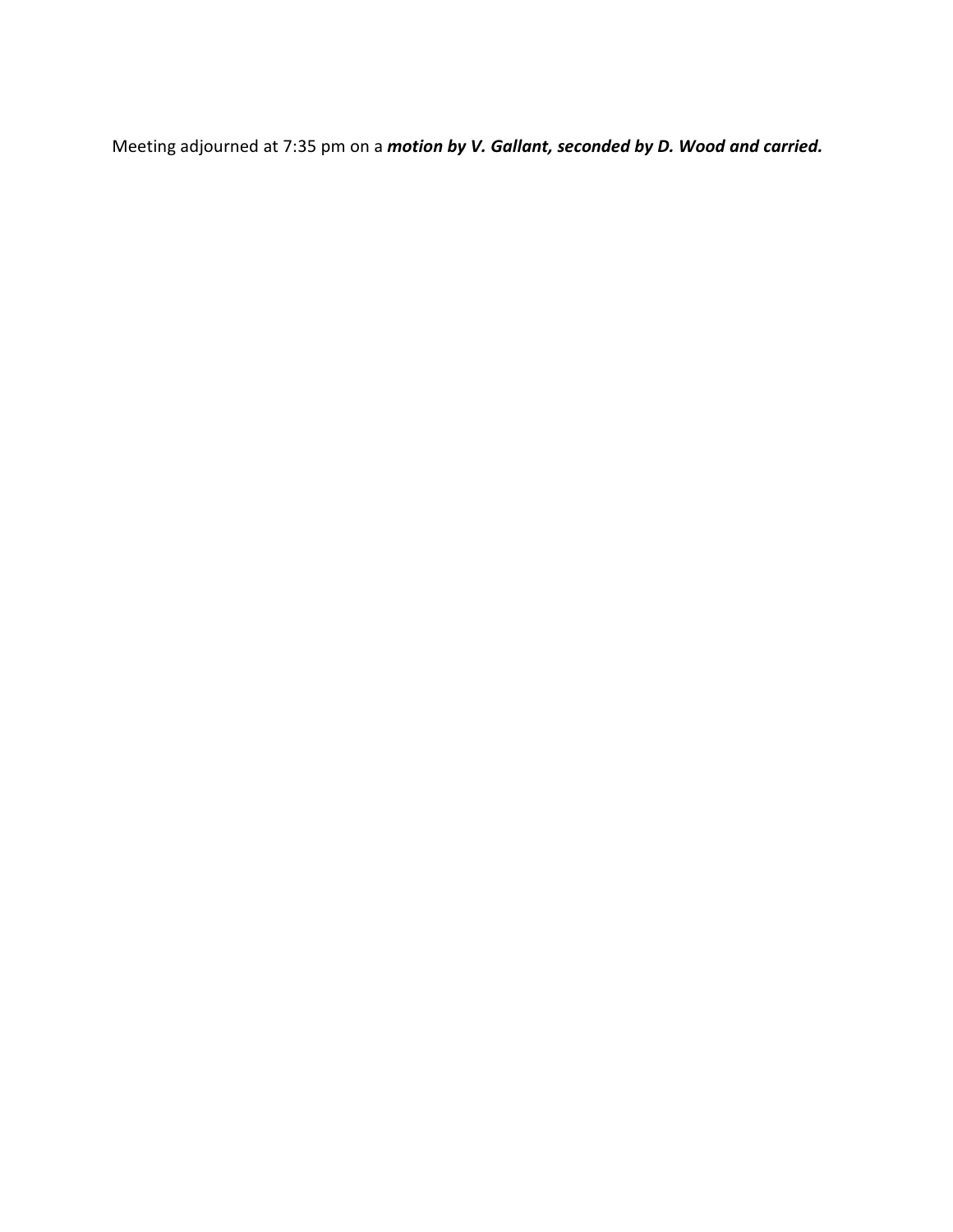Meeting adjourned at 7:35 pm on a ***motion by V. Gallant, seconded by D. Wood and carried.***